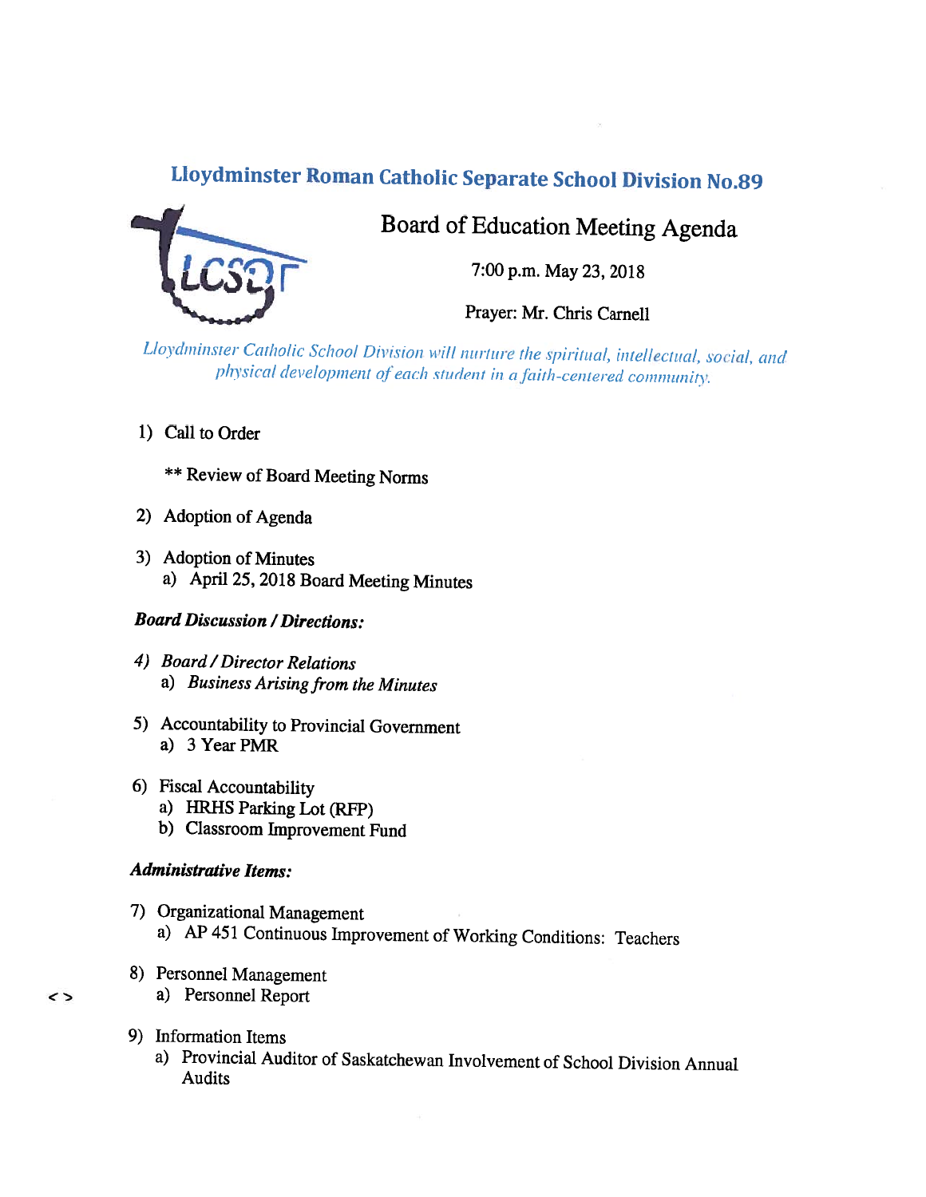# Lloydminster Roman Catholic Separate School Division No.89

## Board of Education Meeting Agenda

7:00 p.m. May 23, 2018

Prayer: Mr. Chris Carnell

*Lloydminster Catholic School Division will nurture the spiritual, intellectual, social, and physical development of each student in a faith-centered community.*

1) Call to Order

   ** Review of Board Meeting Norms

2) Adoption of Agenda

3) Adoption of Minutes
   a) April 25, 2018 Board Meeting Minutes

***Board Discussion / Directions:***

4) *Board / Director Relations*
   a) *Business Arising from the Minutes*

5) Accountability to Provincial Government
   a) 3 Year PMR

6) Fiscal Accountability
   a) HRHS Parking Lot (RFP)
   b) Classroom Improvement Fund

***Administrative Items:***

7) Organizational Management
   a) AP 451 Continuous Improvement of Working Conditions: Teachers

8) Personnel Management
   < > a) Personnel Report

9) Information Items
   a) Provincial Auditor of Saskatchewan Involvement of School Division Annual Audits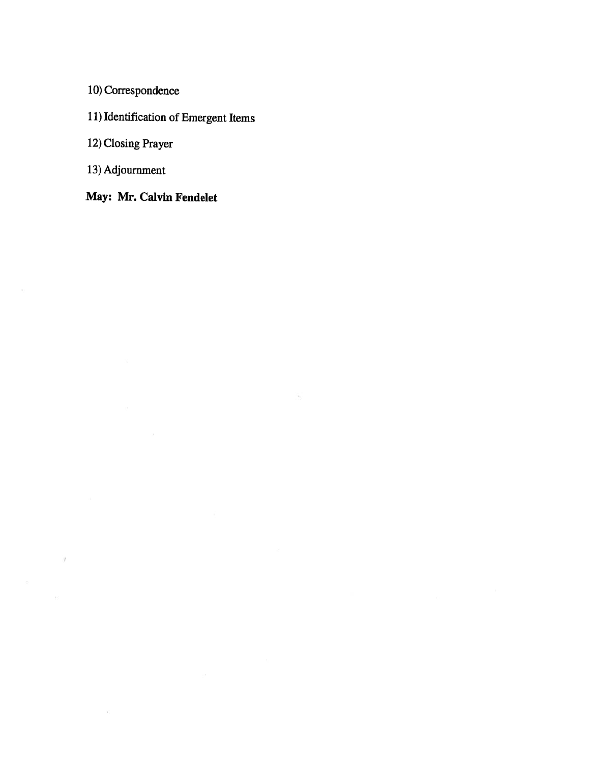10) Correspondence

11) Identification of Emergent Items

12) Closing Prayer

13) Adjournment

**May: Mr. Calvin Fendelet**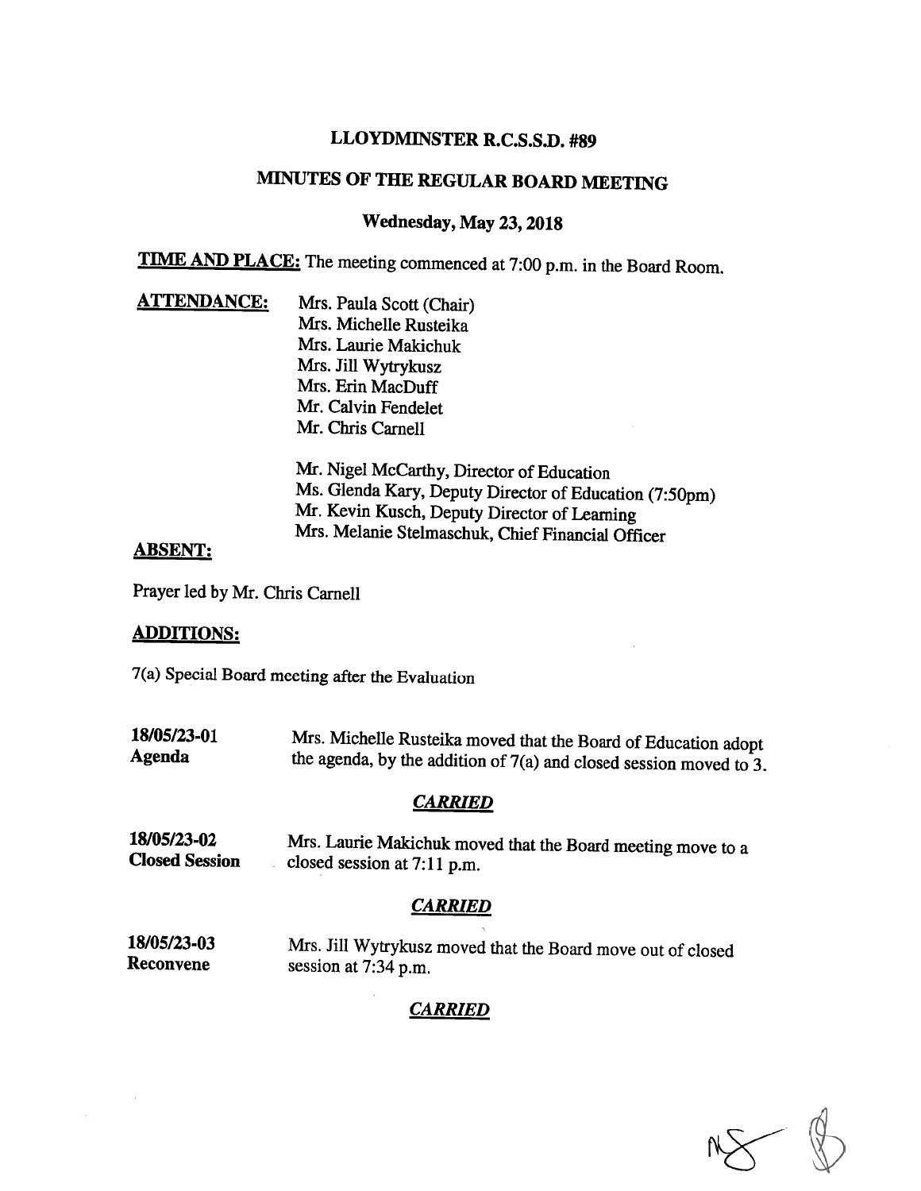# LLOYDMINSTER R.C.S.S.D. #89

## MINUTES OF THE REGULAR BOARD MEETING

### Wednesday, May 23, 2018

**TIME AND PLACE:** The meeting commenced at 7:00 p.m. in the Board Room.

**ATTENDANCE:**

Mrs. Paula Scott (Chair)
Mrs. Michelle Rusteika
Mrs. Laurie Makichuk
Mrs. Jill Wytrykusz
Mrs. Erin MacDuff
Mr. Calvin Fendelet
Mr. Chris Carnell

Mr. Nigel McCarthy, Director of Education
Ms. Glenda Kary, Deputy Director of Education (7:50pm)
Mr. Kevin Kusch, Deputy Director of Learning
Mrs. Melanie Stelmaschuk, Chief Financial Officer

**ABSENT:**

Prayer led by Mr. Chris Carnell

**ADDITIONS:**

7(a) Special Board meeting after the Evaluation

**18/05/23-01**
**Agenda**

Mrs. Michelle Rusteika moved that the Board of Education adopt the agenda, by the addition of 7(a) and closed session moved to 3.

***CARRIED***

**18/05/23-02**
**Closed Session**

Mrs. Laurie Makichuk moved that the Board meeting move to a closed session at 7:11 p.m.

***CARRIED***

**18/05/23-03**
**Reconvene**

Mrs. Jill Wytrykusz moved that the Board move out of closed session at 7:34 p.m.

***CARRIED***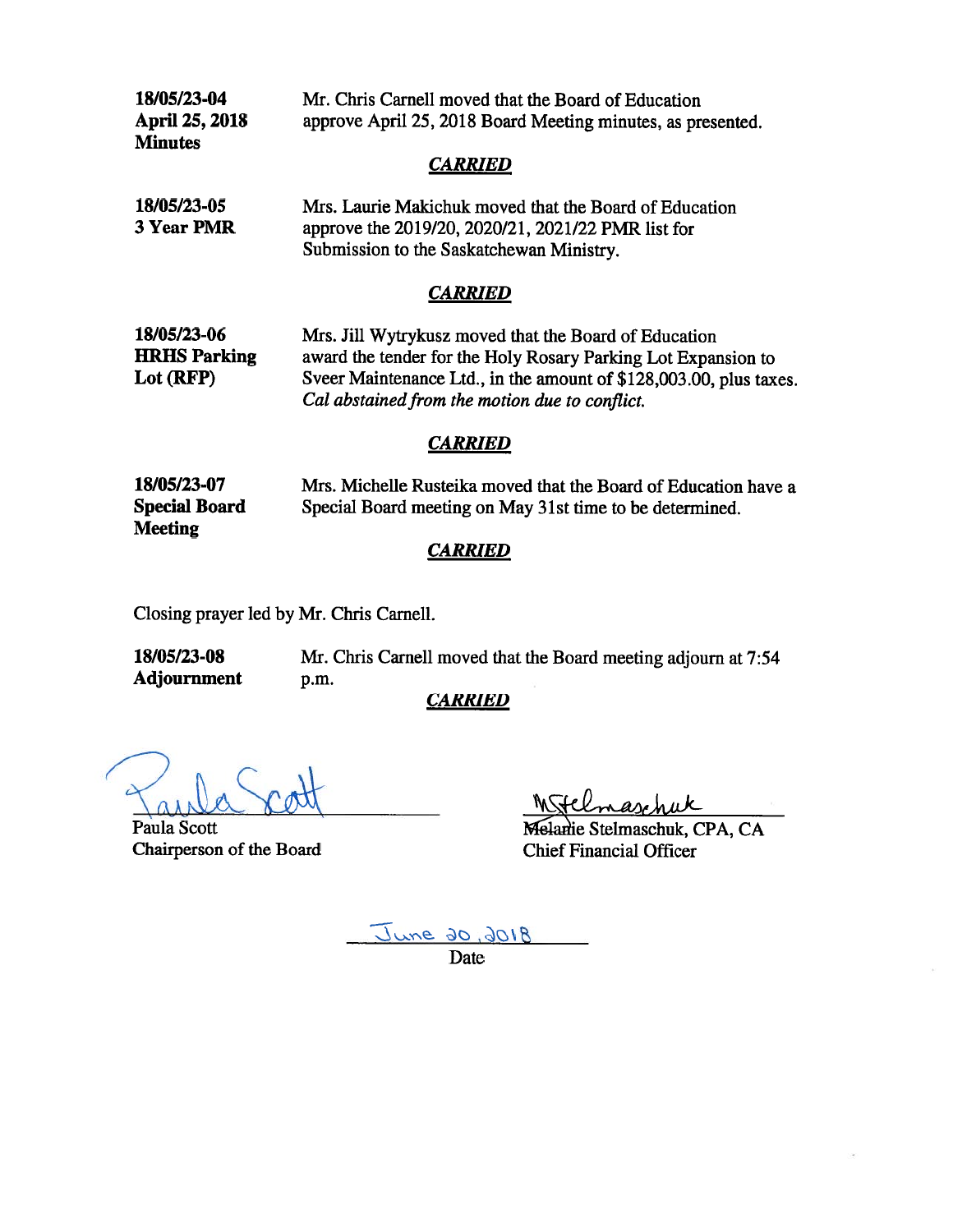**18/05/23-04**
**April 25, 2018**
**Minutes**

Mr. Chris Carnell moved that the Board of Education approve April 25, 2018 Board Meeting minutes, as presented.

***CARRIED***

**18/05/23-05**
**3 Year PMR**

Mrs. Laurie Makichuk moved that the Board of Education approve the 2019/20, 2020/21, 2021/22 PMR list for Submission to the Saskatchewan Ministry.

***CARRIED***

**18/05/23-06**
**HRHS Parking Lot (RFP)**

Mrs. Jill Wytrykusz moved that the Board of Education award the tender for the Holy Rosary Parking Lot Expansion to Sveer Maintenance Ltd., in the amount of $128,003.00, plus taxes. *Cal abstained from the motion due to conflict.*

***CARRIED***

**18/05/23-07**
**Special Board Meeting**

Mrs. Michelle Rusteika moved that the Board of Education have a Special Board meeting on May 31st time to be determined.

***CARRIED***

Closing prayer led by Mr. Chris Carnell.

**18/05/23-08**
**Adjournment**

Mr. Chris Carnell moved that the Board meeting adjourn at 7:54 p.m.

***CARRIED***

Paula Scott
Chairperson of the Board

Melanie Stelmaschuk, CPA, CA
Chief Financial Officer

June 20, 2018
Date